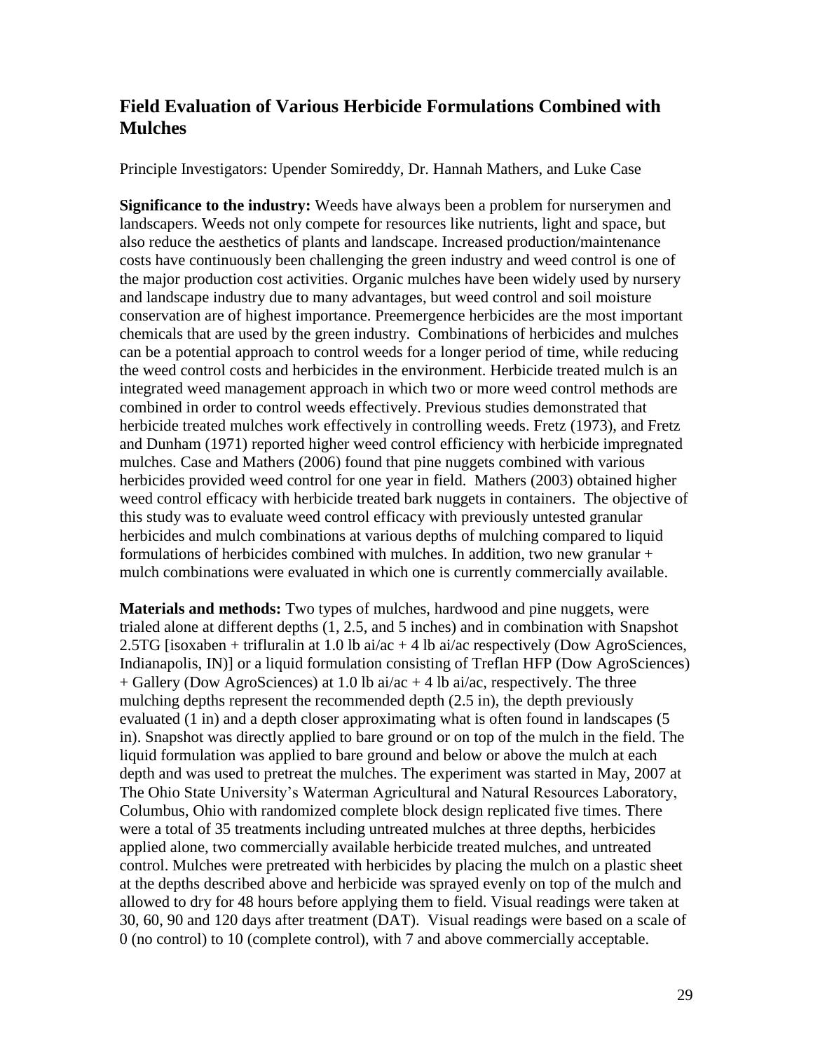## Field Evaluation of Various Herbicide Formulations Combined with Mulches

Principle Investigators: Upender Somireddy, Dr. Hannah Mathers, and Luke Case

**Significance to the industry:** Weeds have always been a problem for nurserymen and landscapers. Weeds not only compete for resources like nutrients, light and space, but also reduce the aesthetics of plants and landscape. Increased production/maintenance costs have continuously been challenging the green industry and weed control is one of the major production cost activities. Organic mulches have been widely used by nursery and landscape industry due to many advantages, but weed control and soil moisture conservation are of highest importance. Preemergence herbicides are the most important chemicals that are used by the green industry. Combinations of herbicides and mulches can be a potential approach to control weeds for a longer period of time, while reducing the weed control costs and herbicides in the environment. Herbicide treated mulch is an integrated weed management approach in which two or more weed control methods are combined in order to control weeds effectively. Previous studies demonstrated that herbicide treated mulches work effectively in controlling weeds. Fretz (1973), and Fretz and Dunham (1971) reported higher weed control efficiency with herbicide impregnated mulches. Case and Mathers (2006) found that pine nuggets combined with various herbicides provided weed control for one year in field. Mathers (2003) obtained higher weed control efficacy with herbicide treated bark nuggets in containers. The objective of this study was to evaluate weed control efficacy with previously untested granular herbicides and mulch combinations at various depths of mulching compared to liquid formulations of herbicides combined with mulches. In addition, two new granular + mulch combinations were evaluated in which one is currently commercially available.

**Materials and methods:** Two types of mulches, hardwood and pine nuggets, were trialed alone at different depths (1, 2.5, and 5 inches) and in combination with Snapshot 2.5TG [isoxaben + trifluralin at 1.0 lb ai/ac + 4 lb ai/ac respectively (Dow AgroSciences, Indianapolis, IN)] or a liquid formulation consisting of Treflan HFP (Dow AgroSciences) + Gallery (Dow AgroSciences) at 1.0 lb ai/ac + 4 lb ai/ac, respectively. The three mulching depths represent the recommended depth (2.5 in), the depth previously evaluated (1 in) and a depth closer approximating what is often found in landscapes (5 in). Snapshot was directly applied to bare ground or on top of the mulch in the field. The liquid formulation was applied to bare ground and below or above the mulch at each depth and was used to pretreat the mulches. The experiment was started in May, 2007 at The Ohio State University's Waterman Agricultural and Natural Resources Laboratory, Columbus, Ohio with randomized complete block design replicated five times. There were a total of 35 treatments including untreated mulches at three depths, herbicides applied alone, two commercially available herbicide treated mulches, and untreated control. Mulches were pretreated with herbicides by placing the mulch on a plastic sheet at the depths described above and herbicide was sprayed evenly on top of the mulch and allowed to dry for 48 hours before applying them to field. Visual readings were taken at 30, 60, 90 and 120 days after treatment (DAT). Visual readings were based on a scale of 0 (no control) to 10 (complete control), with 7 and above commercially acceptable.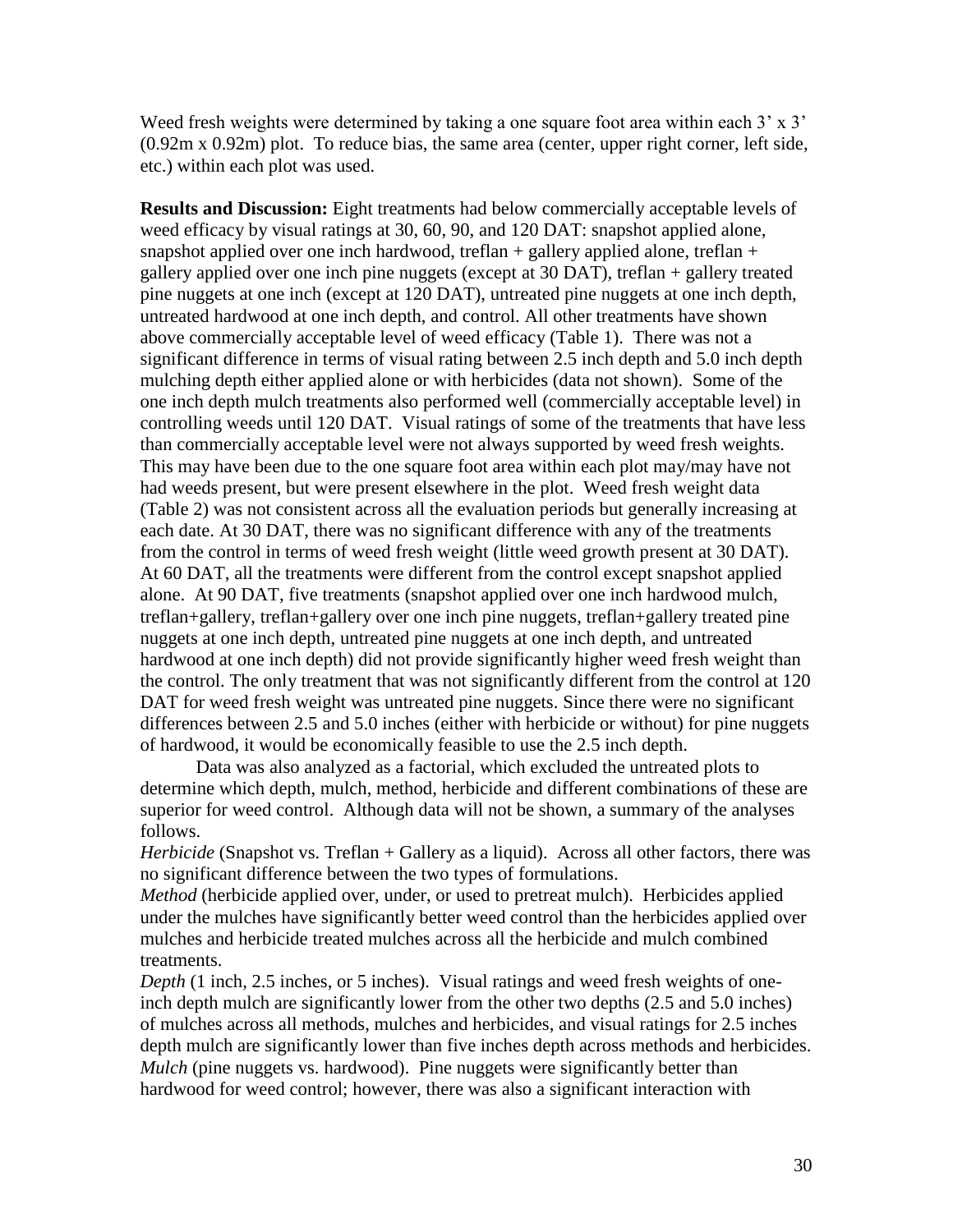Weed fresh weights were determined by taking a one square foot area within each 3' x 3' (0.92m x 0.92m) plot. To reduce bias, the same area (center, upper right corner, left side, etc.) within each plot was used.

**Results and Discussion:** Eight treatments had below commercially acceptable levels of weed efficacy by visual ratings at 30, 60, 90, and 120 DAT: snapshot applied alone, snapshot applied over one inch hardwood, treflan + gallery applied alone, treflan + gallery applied over one inch pine nuggets (except at 30 DAT), treflan + gallery treated pine nuggets at one inch (except at 120 DAT), untreated pine nuggets at one inch depth, untreated hardwood at one inch depth, and control. All other treatments have shown above commercially acceptable level of weed efficacy (Table 1). There was not a significant difference in terms of visual rating between 2.5 inch depth and 5.0 inch depth mulching depth either applied alone or with herbicides (data not shown). Some of the one inch depth mulch treatments also performed well (commercially acceptable level) in controlling weeds until 120 DAT. Visual ratings of some of the treatments that have less than commercially acceptable level were not always supported by weed fresh weights. This may have been due to the one square foot area within each plot may/may have not had weeds present, but were present elsewhere in the plot. Weed fresh weight data (Table 2) was not consistent across all the evaluation periods but generally increasing at each date. At 30 DAT, there was no significant difference with any of the treatments from the control in terms of weed fresh weight (little weed growth present at 30 DAT). At 60 DAT, all the treatments were different from the control except snapshot applied alone. At 90 DAT, five treatments (snapshot applied over one inch hardwood mulch, treflan+gallery, treflan+gallery over one inch pine nuggets, treflan+gallery treated pine nuggets at one inch depth, untreated pine nuggets at one inch depth, and untreated hardwood at one inch depth) did not provide significantly higher weed fresh weight than the control. The only treatment that was not significantly different from the control at 120 DAT for weed fresh weight was untreated pine nuggets. Since there were no significant differences between 2.5 and 5.0 inches (either with herbicide or without) for pine nuggets of hardwood, it would be economically feasible to use the 2.5 inch depth.

Data was also analyzed as a factorial, which excluded the untreated plots to determine which depth, mulch, method, herbicide and different combinations of these are superior for weed control. Although data will not be shown, a summary of the analyses follows.

*Herbicide* (Snapshot vs. Treflan + Gallery as a liquid). Across all other factors, there was no significant difference between the two types of formulations.

*Method* (herbicide applied over, under, or used to pretreat mulch). Herbicides applied under the mulches have significantly better weed control than the herbicides applied over mulches and herbicide treated mulches across all the herbicide and mulch combined treatments.

*Depth* (1 inch, 2.5 inches, or 5 inches). Visual ratings and weed fresh weights of one-inch depth mulch are significantly lower from the other two depths (2.5 and 5.0 inches) of mulches across all methods, mulches and herbicides, and visual ratings for 2.5 inches depth mulch are significantly lower than five inches depth across methods and herbicides.

*Mulch* (pine nuggets vs. hardwood). Pine nuggets were significantly better than hardwood for weed control; however, there was also a significant interaction with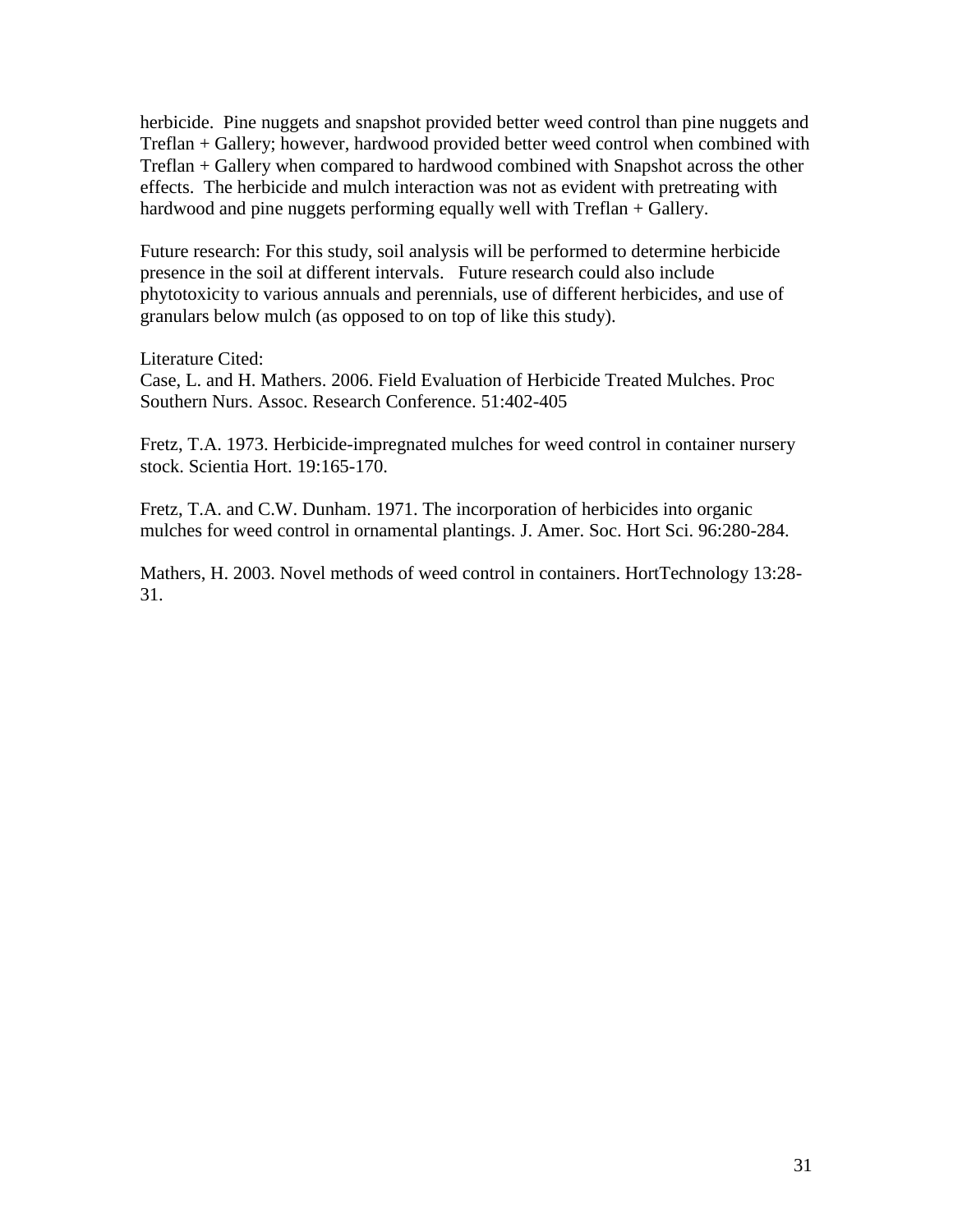herbicide. Pine nuggets and snapshot provided better weed control than pine nuggets and Treflan + Gallery; however, hardwood provided better weed control when combined with Treflan + Gallery when compared to hardwood combined with Snapshot across the other effects. The herbicide and mulch interaction was not as evident with pretreating with hardwood and pine nuggets performing equally well with Treflan + Gallery.

Future research: For this study, soil analysis will be performed to determine herbicide presence in the soil at different intervals. Future research could also include phytotoxicity to various annuals and perennials, use of different herbicides, and use of granulars below mulch (as opposed to on top of like this study).

Literature Cited:

Case, L. and H. Mathers. 2006. Field Evaluation of Herbicide Treated Mulches. Proc Southern Nurs. Assoc. Research Conference. 51:402-405

Fretz, T.A. 1973. Herbicide-impregnated mulches for weed control in container nursery stock. Scientia Hort. 19:165-170.

Fretz, T.A. and C.W. Dunham. 1971. The incorporation of herbicides into organic mulches for weed control in ornamental plantings. J. Amer. Soc. Hort Sci. 96:280-284.

Mathers, H. 2003. Novel methods of weed control in containers. HortTechnology 13:28-31.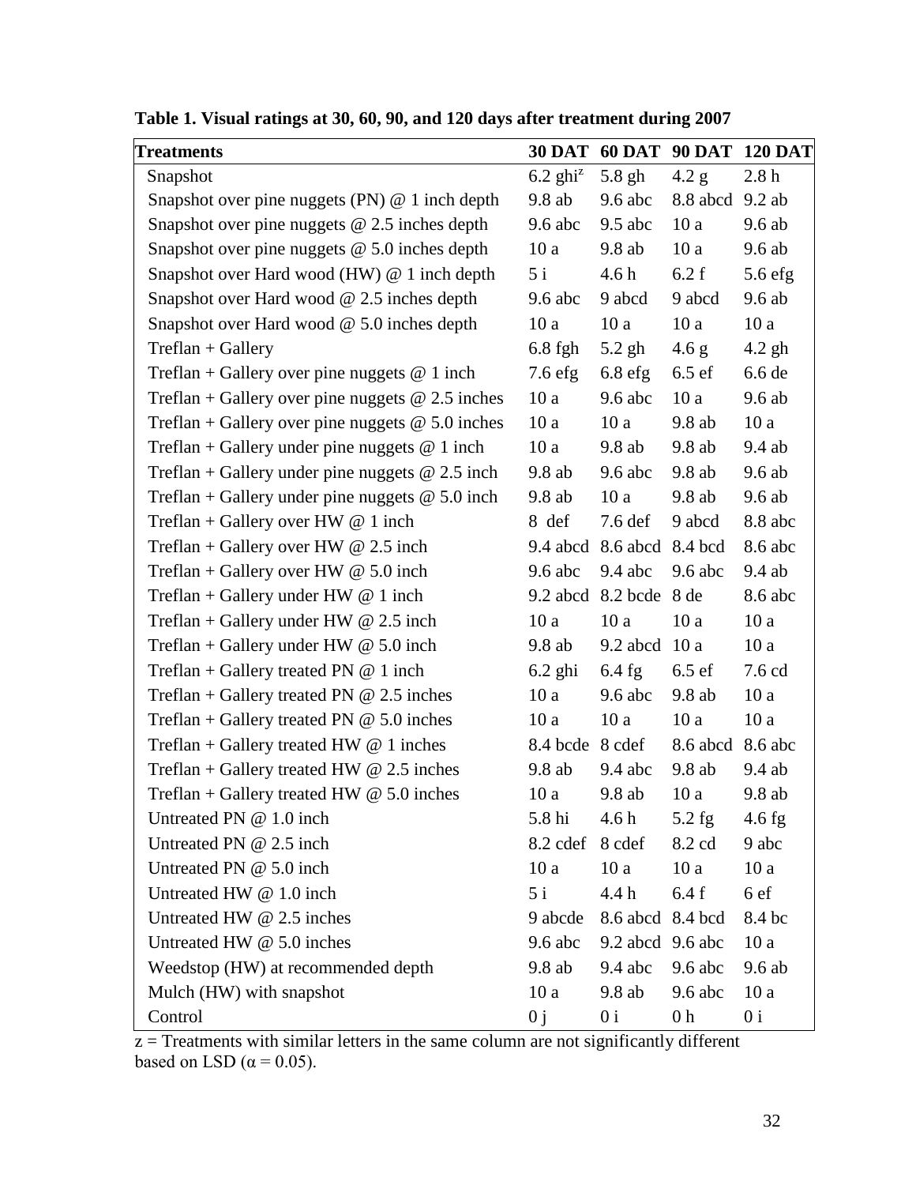**Table 1. Visual ratings at 30, 60, 90, and 120 days after treatment during 2007**

| Treatments | 30 DAT | 60 DAT | 90 DAT | 120 DAT |
|---|---|---|---|---|
| Snapshot | 6.2 ghi[z] | 5.8 gh | 4.2 g | 2.8 h |
| Snapshot over pine nuggets (PN) @ 1 inch depth | 9.8 ab | 9.6 abc | 8.8 abcd | 9.2 ab |
| Snapshot over pine nuggets @ 2.5 inches depth | 9.6 abc | 9.5 abc | 10 a | 9.6 ab |
| Snapshot over pine nuggets @ 5.0 inches depth | 10 a | 9.8 ab | 10 a | 9.6 ab |
| Snapshot over Hard wood (HW) @ 1 inch depth | 5 i | 4.6 h | 6.2 f | 5.6 efg |
| Snapshot over Hard wood @ 2.5 inches depth | 9.6 abc | 9 abcd | 9 abcd | 9.6 ab |
| Snapshot over Hard wood @ 5.0 inches depth | 10 a | 10 a | 10 a | 10 a |
| Treflan + Gallery | 6.8 fgh | 5.2 gh | 4.6 g | 4.2 gh |
| Treflan + Gallery over pine nuggets @ 1 inch | 7.6 efg | 6.8 efg | 6.5 ef | 6.6 de |
| Treflan + Gallery over pine nuggets @ 2.5 inches | 10 a | 9.6 abc | 10 a | 9.6 ab |
| Treflan + Gallery over pine nuggets @ 5.0 inches | 10 a | 10 a | 9.8 ab | 10 a |
| Treflan + Gallery under pine nuggets @ 1 inch | 10 a | 9.8 ab | 9.8 ab | 9.4 ab |
| Treflan + Gallery under pine nuggets @ 2.5 inch | 9.8 ab | 9.6 abc | 9.8 ab | 9.6 ab |
| Treflan + Gallery under pine nuggets @ 5.0 inch | 9.8 ab | 10 a | 9.8 ab | 9.6 ab |
| Treflan + Gallery over HW @ 1 inch | 8 def | 7.6 def | 9 abcd | 8.8 abc |
| Treflan + Gallery over HW @ 2.5 inch | 9.4 abcd | 8.6 abcd | 8.4 bcd | 8.6 abc |
| Treflan + Gallery over HW @ 5.0 inch | 9.6 abc | 9.4 abc | 9.6 abc | 9.4 ab |
| Treflan + Gallery under HW @ 1 inch | 9.2 abcd | 8.2 bcde | 8 de | 8.6 abc |
| Treflan + Gallery under HW @ 2.5 inch | 10 a | 10 a | 10 a | 10 a |
| Treflan + Gallery under HW @ 5.0 inch | 9.8 ab | 9.2 abcd | 10 a | 10 a |
| Treflan + Gallery treated PN @ 1 inch | 6.2 ghi | 6.4 fg | 6.5 ef | 7.6 cd |
| Treflan + Gallery treated PN @ 2.5 inches | 10 a | 9.6 abc | 9.8 ab | 10 a |
| Treflan + Gallery treated PN @ 5.0 inches | 10 a | 10 a | 10 a | 10 a |
| Treflan + Gallery treated HW @ 1 inches | 8.4 bcde | 8 cdef | 8.6 abcd | 8.6 abc |
| Treflan + Gallery treated HW @ 2.5 inches | 9.8 ab | 9.4 abc | 9.8 ab | 9.4 ab |
| Treflan + Gallery treated HW @ 5.0 inches | 10 a | 9.8 ab | 10 a | 9.8 ab |
| Untreated PN @ 1.0 inch | 5.8 hi | 4.6 h | 5.2 fg | 4.6 fg |
| Untreated PN @ 2.5 inch | 8.2 cdef | 8 cdef | 8.2 cd | 9 abc |
| Untreated PN @ 5.0 inch | 10 a | 10 a | 10 a | 10 a |
| Untreated HW @ 1.0 inch | 5 i | 4.4 h | 6.4 f | 6 ef |
| Untreated HW @ 2.5 inches | 9 abcde | 8.6 abcd | 8.4 bcd | 8.4 bc |
| Untreated HW @ 5.0 inches | 9.6 abc | 9.2 abcd | 9.6 abc | 10 a |
| Weedstop (HW) at recommended depth | 9.8 ab | 9.4 abc | 9.6 abc | 9.6 ab |
| Mulch (HW) with snapshot | 10 a | 9.8 ab | 9.6 abc | 10 a |
| Control | 0 j | 0 i | 0 h | 0 i |

z = Treatments with similar letters in the same column are not significantly different based on LSD ($\alpha = 0.05$).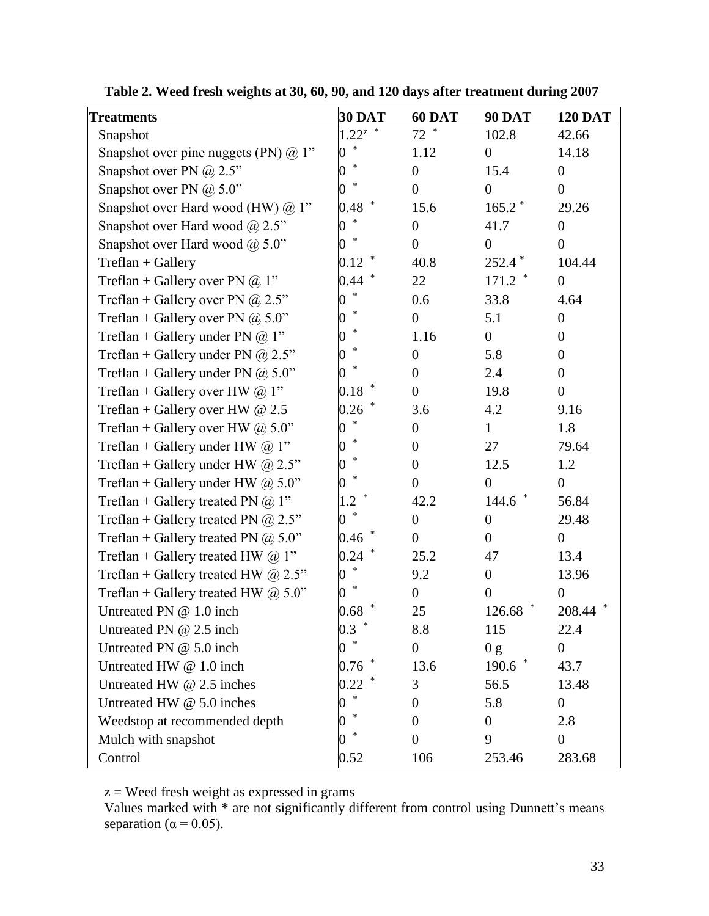**Table 2. Weed fresh weights at 30, 60, 90, and 120 days after treatment during 2007**

| Treatments | 30 DAT | 60 DAT | 90 DAT | 120 DAT |
|---|---|---|---|---|
| Snapshot | 1.22[z] * | 72 * | 102.8 | 42.66 |
| Snapshot over pine nuggets (PN) @ 1” | 0 * | 1.12 | 0 | 14.18 |
| Snapshot over PN @ 2.5” | 0 * | 0 | 15.4 | 0 |
| Snapshot over PN @ 5.0” | 0 * | 0 | 0 | 0 |
| Snapshot over Hard wood (HW) @ 1” | 0.48 * | 15.6 | 165.2 * | 29.26 |
| Snapshot over Hard wood @ 2.5” | 0 * | 0 | 41.7 | 0 |
| Snapshot over Hard wood @ 5.0” | 0 * | 0 | 0 | 0 |
| Treflan + Gallery | 0.12 * | 40.8 | 252.4 * | 104.44 |
| Treflan + Gallery over PN @ 1” | 0.44 * | 22 | 171.2 * | 0 |
| Treflan + Gallery over PN @ 2.5” | 0 * | 0.6 | 33.8 | 4.64 |
| Treflan + Gallery over PN @ 5.0” | 0 * | 0 | 5.1 | 0 |
| Treflan + Gallery under PN @ 1” | 0 * | 1.16 | 0 | 0 |
| Treflan + Gallery under PN @ 2.5” | 0 * | 0 | 5.8 | 0 |
| Treflan + Gallery under PN @ 5.0” | 0 * | 0 | 2.4 | 0 |
| Treflan + Gallery over HW @ 1” | 0.18 * | 0 | 19.8 | 0 |
| Treflan + Gallery over HW @ 2.5 | 0.26 * | 3.6 | 4.2 | 9.16 |
| Treflan + Gallery over HW @ 5.0” | 0 * | 0 | 1 | 1.8 |
| Treflan + Gallery under HW @ 1” | 0 * | 0 | 27 | 79.64 |
| Treflan + Gallery under HW @ 2.5” | 0 * | 0 | 12.5 | 1.2 |
| Treflan + Gallery under HW @ 5.0” | 0 * | 0 | 0 | 0 |
| Treflan + Gallery treated PN @ 1” | 1.2 * | 42.2 | 144.6 * | 56.84 |
| Treflan + Gallery treated PN @ 2.5” | 0 * | 0 | 0 | 29.48 |
| Treflan + Gallery treated PN @ 5.0” | 0.46 * | 0 | 0 | 0 |
| Treflan + Gallery treated HW @ 1” | 0.24 * | 25.2 | 47 | 13.4 |
| Treflan + Gallery treated HW @ 2.5” | 0 * | 9.2 | 0 | 13.96 |
| Treflan + Gallery treated HW @ 5.0” | 0 * | 0 | 0 | 0 |
| Untreated PN @ 1.0 inch | 0.68 * | 25 | 126.68 * | 208.44 * |
| Untreated PN @ 2.5 inch | 0.3 * | 8.8 | 115 | 22.4 |
| Untreated PN @ 5.0 inch | 0 * | 0 | 0 g | 0 |
| Untreated HW @ 1.0 inch | 0.76 * | 13.6 | 190.6 * | 43.7 |
| Untreated HW @ 2.5 inches | 0.22 * | 3 | 56.5 | 13.48 |
| Untreated HW @ 5.0 inches | 0 * | 0 | 5.8 | 0 |
| Weedstop at recommended depth | 0 * | 0 | 0 | 2.8 |
| Mulch with snapshot | 0 * | 0 | 9 | 0 |
| Control | 0.52 | 106 | 253.46 | 283.68 |

z = Weed fresh weight as expressed in grams

Values marked with * are not significantly different from control using Dunnett’s means separation ($\alpha = 0.05$).